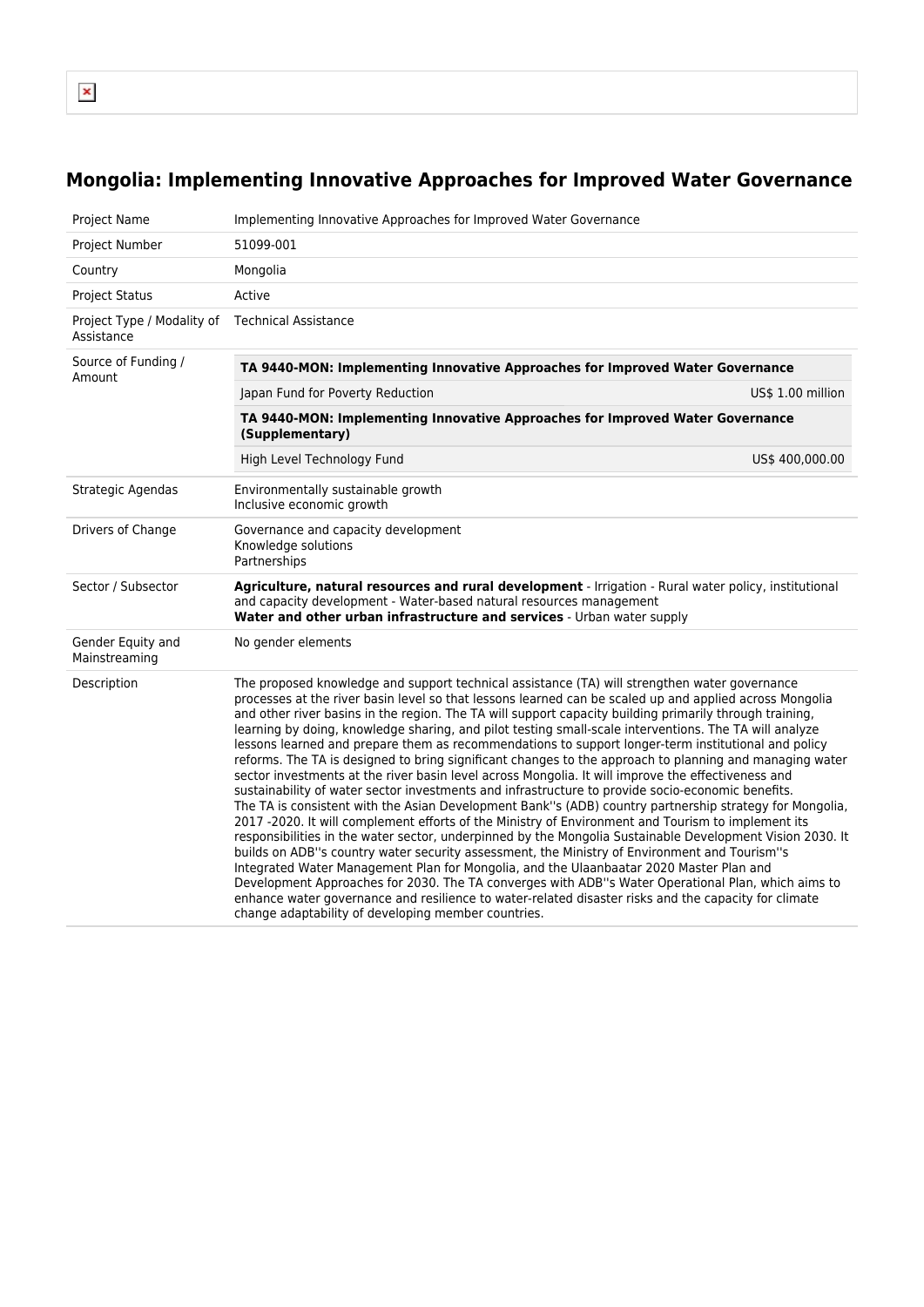# Mongolia: Implementing Innovative Approaches for Improved Water Governance

| | |
|---|---|
| Project Name | Implementing Innovative Approaches for Improved Water Governance |
| Project Number | 51099-001 |
| Country | Mongolia |
| Project Status | Active |
| Project Type / Modality of Assistance | Technical Assistance |
| Source of Funding / Amount | **TA 9440-MON: Implementing Innovative Approaches for Improved Water Governance**<br>Japan Fund for Poverty Reduction — US$ 1.00 million<br>**TA 9440-MON: Implementing Innovative Approaches for Improved Water Governance (Supplementary)**<br>High Level Technology Fund — US$ 400,000.00 |
| Strategic Agendas | Environmentally sustainable growth<br>Inclusive economic growth |
| Drivers of Change | Governance and capacity development<br>Knowledge solutions<br>Partnerships |
| Sector / Subsector | **Agriculture, natural resources and rural development** - Irrigation - Rural water policy, institutional and capacity development - Water-based natural resources management<br>**Water and other urban infrastructure and services** - Urban water supply |
| Gender Equity and Mainstreaming | No gender elements |
| Description | The proposed knowledge and support technical assistance (TA) will strengthen water governance processes at the river basin level so that lessons learned can be scaled up and applied across Mongolia and other river basins in the region. The TA will support capacity building primarily through training, learning by doing, knowledge sharing, and pilot testing small-scale interventions. The TA will analyze lessons learned and prepare them as recommendations to support longer-term institutional and policy reforms. The TA is designed to bring significant changes to the approach to planning and managing water sector investments at the river basin level across Mongolia. It will improve the effectiveness and sustainability of water sector investments and infrastructure to provide socio-economic benefits.<br>The TA is consistent with the Asian Development Bank''s (ADB) country partnership strategy for Mongolia, 2017 -2020. It will complement efforts of the Ministry of Environment and Tourism to implement its responsibilities in the water sector, underpinned by the Mongolia Sustainable Development Vision 2030. It builds on ADB''s country water security assessment, the Ministry of Environment and Tourism''s Integrated Water Management Plan for Mongolia, and the Ulaanbaatar 2020 Master Plan and Development Approaches for 2030. The TA converges with ADB''s Water Operational Plan, which aims to enhance water governance and resilience to water-related disaster risks and the capacity for climate change adaptability of developing member countries. |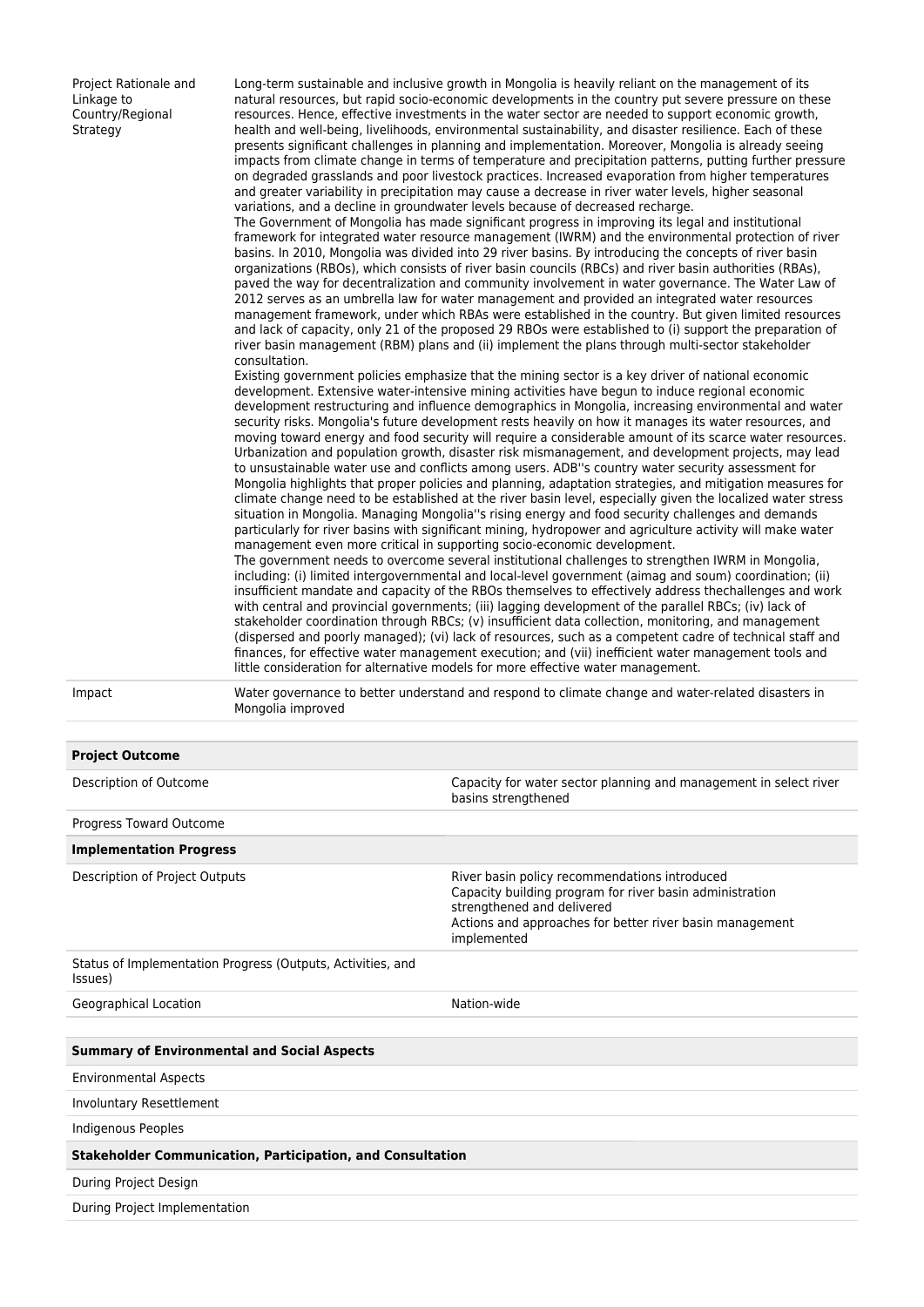| | |
|---|---|
| Project Rationale and Linkage to Country/Regional Strategy | Long-term sustainable and inclusive growth in Mongolia is heavily reliant on the management of its natural resources, but rapid socio-economic developments in the country put severe pressure on these resources. Hence, effective investments in the water sector are needed to support economic growth, health and well-being, livelihoods, environmental sustainability, and disaster resilience. Each of these presents significant challenges in planning and implementation. Moreover, Mongolia is already seeing impacts from climate change in terms of temperature and precipitation patterns, putting further pressure on degraded grasslands and poor livestock practices. Increased evaporation from higher temperatures and greater variability in precipitation may cause a decrease in river water levels, higher seasonal variations, and a decline in groundwater levels because of decreased recharge.<br>The Government of Mongolia has made significant progress in improving its legal and institutional framework for integrated water resource management (IWRM) and the environmental protection of river basins. In 2010, Mongolia was divided into 29 river basins. By introducing the concepts of river basin organizations (RBOs), which consists of river basin councils (RBCs) and river basin authorities (RBAs), paved the way for decentralization and community involvement in water governance. The Water Law of 2012 serves as an umbrella law for water management and provided an integrated water resources management framework, under which RBAs were established in the country. But given limited resources and lack of capacity, only 21 of the proposed 29 RBOs were established to (i) support the preparation of river basin management (RBM) plans and (ii) implement the plans through multi-sector stakeholder consultation.<br>Existing government policies emphasize that the mining sector is a key driver of national economic development. Extensive water-intensive mining activities have begun to induce regional economic development restructuring and influence demographics in Mongolia, increasing environmental and water security risks. Mongolia's future development rests heavily on how it manages its water resources, and moving toward energy and food security will require a considerable amount of its scarce water resources. Urbanization and population growth, disaster risk mismanagement, and development projects, may lead to unsustainable water use and conflicts among users. ADB''s country water security assessment for Mongolia highlights that proper policies and planning, adaptation strategies, and mitigation measures for climate change need to be established at the river basin level, especially given the localized water stress situation in Mongolia. Managing Mongolia''s rising energy and food security challenges and demands particularly for river basins with significant mining, hydropower and agriculture activity will make water management even more critical in supporting socio-economic development.<br>The government needs to overcome several institutional challenges to strengthen IWRM in Mongolia, including: (i) limited intergovernmental and local-level government (aimag and soum) coordination; (ii) insufficient mandate and capacity of the RBOs themselves to effectively address thechallenges and work with central and provincial governments; (iii) lagging development of the parallel RBCs; (iv) lack of stakeholder coordination through RBCs; (v) insufficient data collection, monitoring, and management (dispersed and poorly managed); (vi) lack of resources, such as a competent cadre of technical staff and finances, for effective water management execution; and (vii) inefficient water management tools and little consideration for alternative models for more effective water management. |
| Impact | Water governance to better understand and respond to climate change and water-related disasters in Mongolia improved |

| **Project Outcome** | |
|---|---|
| Description of Outcome | Capacity for water sector planning and management in select river basins strengthened |
| Progress Toward Outcome | |
| **Implementation Progress** | |
| Description of Project Outputs | River basin policy recommendations introduced<br>Capacity building program for river basin administration strengthened and delivered<br>Actions and approaches for better river basin management implemented |
| Status of Implementation Progress (Outputs, Activities, and Issues) | |
| Geographical Location | Nation-wide |

| **Summary of Environmental and Social Aspects** | |
|---|---|
| Environmental Aspects | |
| Involuntary Resettlement | |
| Indigenous Peoples | |
| **Stakeholder Communication, Participation, and Consultation** | |
| During Project Design | |
| During Project Implementation | |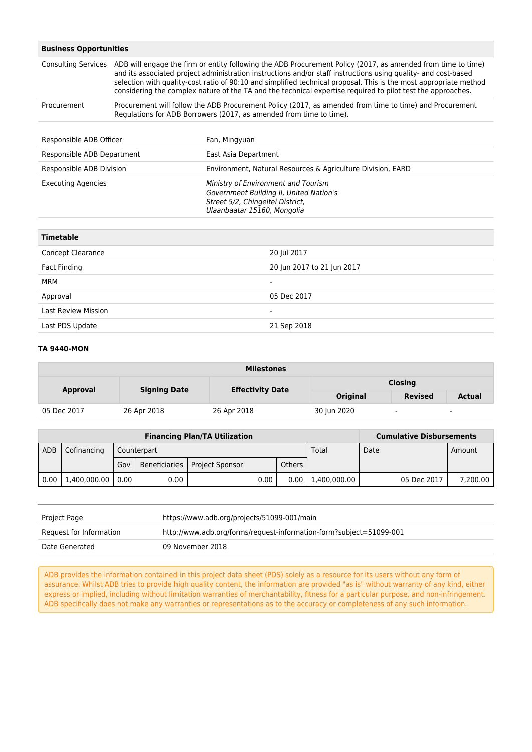| Business Opportunities | |
|---|---|
| Consulting Services | ADB will engage the firm or entity following the ADB Procurement Policy (2017, as amended from time to time) and its associated project administration instructions and/or staff instructions using quality- and cost-based selection with quality-cost ratio of 90:10 and simplified technical proposal. This is the most appropriate method considering the complex nature of the TA and the technical expertise required to pilot test the approaches. |
| Procurement | Procurement will follow the ADB Procurement Policy (2017, as amended from time to time) and Procurement Regulations for ADB Borrowers (2017, as amended from time to time). |

| | |
|---|---|
| Responsible ADB Officer | Fan, Mingyuan |
| Responsible ADB Department | East Asia Department |
| Responsible ADB Division | Environment, Natural Resources & Agriculture Division, EARD |
| Executing Agencies | *Ministry of Environment and Tourism Government Building II, United Nation's Street 5/2, Chingeltei District, Ulaanbaatar 15160, Mongolia* |

| Timetable | |
|---|---|
| Concept Clearance | 20 Jul 2017 |
| Fact Finding | 20 Jun 2017 to 21 Jun 2017 |
| MRM | - |
| Approval | 05 Dec 2017 |
| Last Review Mission | - |
| Last PDS Update | 21 Sep 2018 |

**TA 9440-MON**

| Milestones | | | | | |
|---|---|---|---|---|---|
| Approval | Signing Date | Effectivity Date | Closing | | |
| | | | Original | Revised | Actual |
| 05 Dec 2017 | 26 Apr 2018 | 26 Apr 2018 | 30 Jun 2020 | - | - |

| Financing Plan/TA Utilization | | | | | | | Cumulative Disbursements | |
|---|---|---|---|---|---|---|---|---|
| ADB | Cofinancing | Counterpart | | | | Total | Date | Amount |
| | | Gov | Beneficiaries | Project Sponsor | Others | | | |
| 0.00 | 1,400,000.00 | 0.00 | 0.00 | 0.00 | 0.00 | 1,400,000.00 | 05 Dec 2017 | 7,200.00 |

| | |
|---|---|
| Project Page | https://www.adb.org/projects/51099-001/main |
| Request for Information | http://www.adb.org/forms/request-information-form?subject=51099-001 |
| Date Generated | 09 November 2018 |

ADB provides the information contained in this project data sheet (PDS) solely as a resource for its users without any form of assurance. Whilst ADB tries to provide high quality content, the information are provided "as is" without warranty of any kind, either express or implied, including without limitation warranties of merchantability, fitness for a particular purpose, and non-infringement. ADB specifically does not make any warranties or representations as to the accuracy or completeness of any such information.